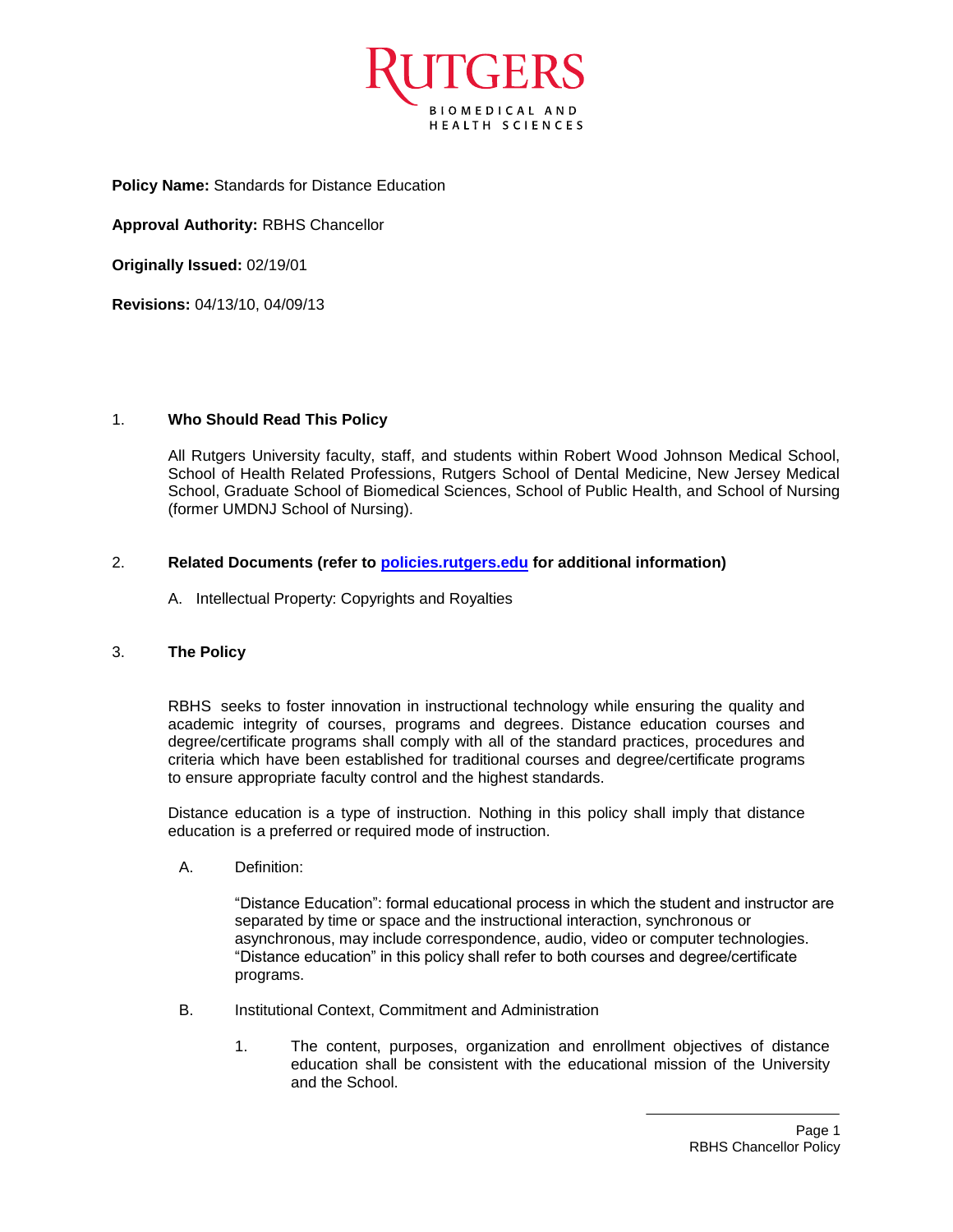**Policy Name:** Standards for Distance Education

**Approval Authority:** RBHS Chancellor

**Originally Issued:** 02/19/01

**Revisions:** 04/13/10, 04/09/13

## 1. Who Should Read This Policy

All Rutgers University faculty, staff, and students within Robert Wood Johnson Medical School, School of Health Related Professions, Rutgers School of Dental Medicine, New Jersey Medical School, Graduate School of Biomedical Sciences, School of Public Health, and School of Nursing (former UMDNJ School of Nursing).

## 2. Related Documents (refer to [policies.rutgers.edu](http://policies.rutgers.edu) for additional information)

A. Intellectual Property: Copyrights and Royalties

## 3. The Policy

RBHS seeks to foster innovation in instructional technology while ensuring the quality and academic integrity of courses, programs and degrees. Distance education courses and degree/certificate programs shall comply with all of the standard practices, procedures and criteria which have been established for traditional courses and degree/certificate programs to ensure appropriate faculty control and the highest standards.

Distance education is a type of instruction. Nothing in this policy shall imply that distance education is a preferred or required mode of instruction.

A. Definition:

“Distance Education”: formal educational process in which the student and instructor are separated by time or space and the instructional interaction, synchronous or asynchronous, may include correspondence, audio, video or computer technologies. “Distance education” in this policy shall refer to both courses and degree/certificate programs.

B. Institutional Context, Commitment and Administration

1. The content, purposes, organization and enrollment objectives of distance education shall be consistent with the educational mission of the University and the School.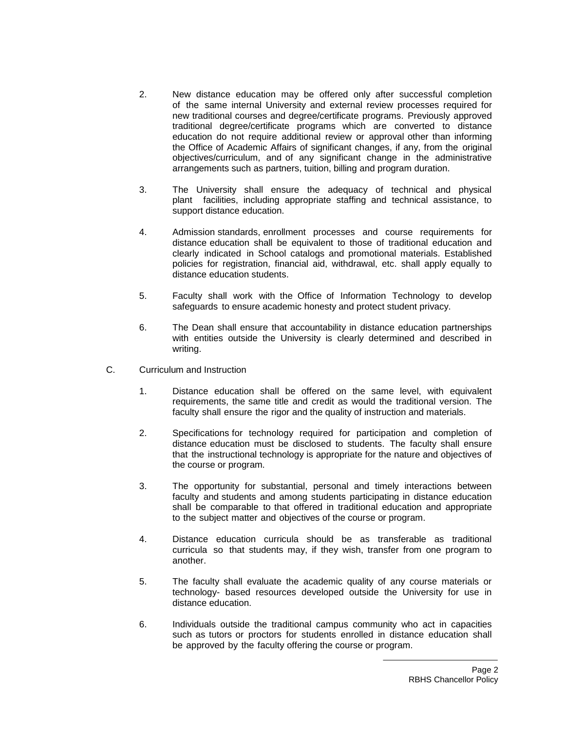2. New distance education may be offered only after successful completion of the same internal University and external review processes required for new traditional courses and degree/certificate programs. Previously approved traditional degree/certificate programs which are converted to distance education do not require additional review or approval other than informing the Office of Academic Affairs of significant changes, if any, from the original objectives/curriculum, and of any significant change in the administrative arrangements such as partners, tuition, billing and program duration.

3. The University shall ensure the adequacy of technical and physical plant facilities, including appropriate staffing and technical assistance, to support distance education.

4. Admission standards, enrollment processes and course requirements for distance education shall be equivalent to those of traditional education and clearly indicated in School catalogs and promotional materials. Established policies for registration, financial aid, withdrawal, etc. shall apply equally to distance education students.

5. Faculty shall work with the Office of Information Technology to develop safeguards to ensure academic honesty and protect student privacy.

6. The Dean shall ensure that accountability in distance education partnerships with entities outside the University is clearly determined and described in writing.

C. Curriculum and Instruction

1. Distance education shall be offered on the same level, with equivalent requirements, the same title and credit as would the traditional version. The faculty shall ensure the rigor and the quality of instruction and materials.

2. Specifications for technology required for participation and completion of distance education must be disclosed to students. The faculty shall ensure that the instructional technology is appropriate for the nature and objectives of the course or program.

3. The opportunity for substantial, personal and timely interactions between faculty and students and among students participating in distance education shall be comparable to that offered in traditional education and appropriate to the subject matter and objectives of the course or program.

4. Distance education curricula should be as transferable as traditional curricula so that students may, if they wish, transfer from one program to another.

5. The faculty shall evaluate the academic quality of any course materials or technology- based resources developed outside the University for use in distance education.

6. Individuals outside the traditional campus community who act in capacities such as tutors or proctors for students enrolled in distance education shall be approved by the faculty offering the course or program.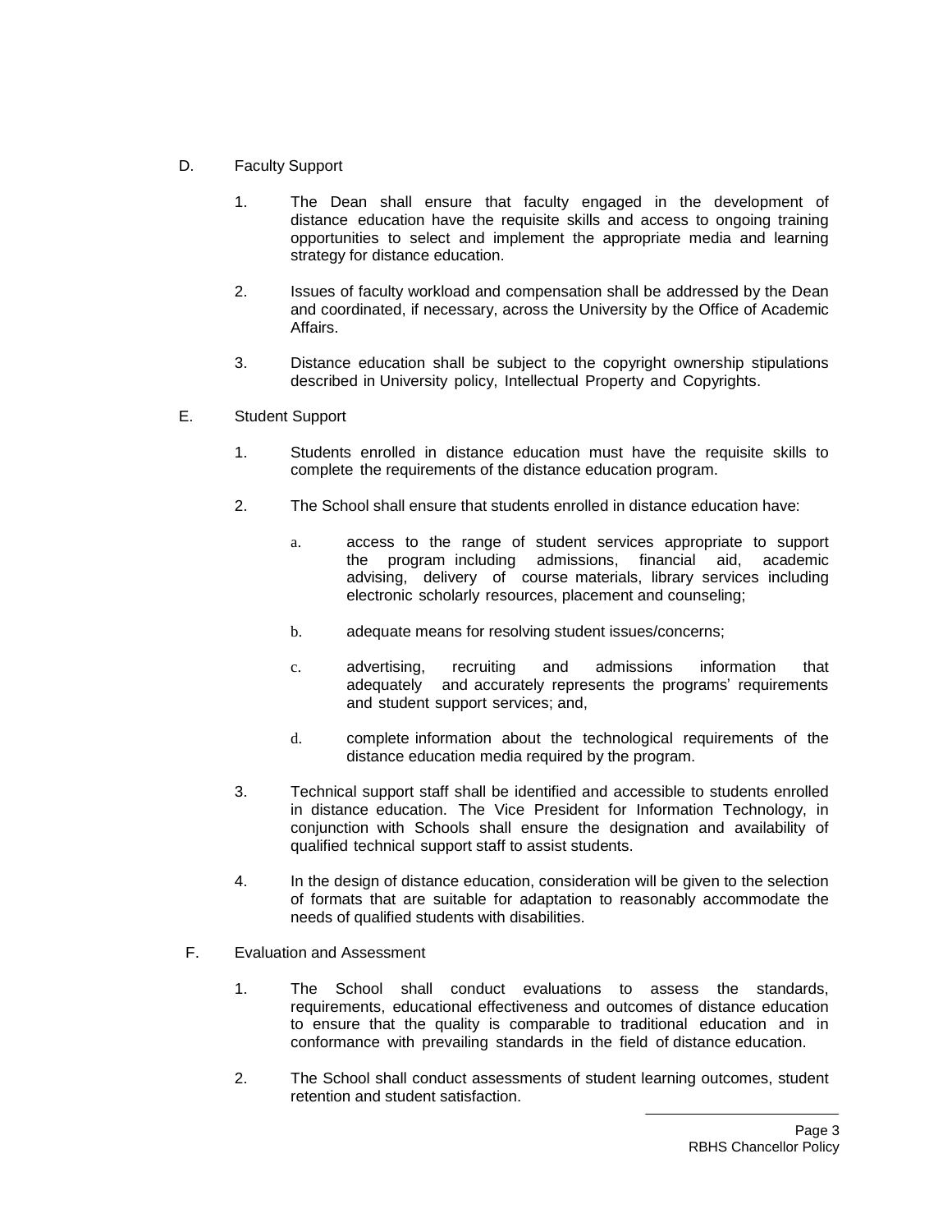D. Faculty Support

1. The Dean shall ensure that faculty engaged in the development of distance education have the requisite skills and access to ongoing training opportunities to select and implement the appropriate media and learning strategy for distance education.

2. Issues of faculty workload and compensation shall be addressed by the Dean and coordinated, if necessary, across the University by the Office of Academic Affairs.

3. Distance education shall be subject to the copyright ownership stipulations described in University policy, Intellectual Property and Copyrights.

E. Student Support

1. Students enrolled in distance education must have the requisite skills to complete the requirements of the distance education program.

2. The School shall ensure that students enrolled in distance education have:

   a. access to the range of student services appropriate to support the program including admissions, financial aid, academic advising, delivery of course materials, library services including electronic scholarly resources, placement and counseling;

   b. adequate means for resolving student issues/concerns;

   c. advertising, recruiting and admissions information that adequately and accurately represents the programs' requirements and student support services; and,

   d. complete information about the technological requirements of the distance education media required by the program.

3. Technical support staff shall be identified and accessible to students enrolled in distance education. The Vice President for Information Technology, in conjunction with Schools shall ensure the designation and availability of qualified technical support staff to assist students.

4. In the design of distance education, consideration will be given to the selection of formats that are suitable for adaptation to reasonably accommodate the needs of qualified students with disabilities.

F. Evaluation and Assessment

1. The School shall conduct evaluations to assess the standards, requirements, educational effectiveness and outcomes of distance education to ensure that the quality is comparable to traditional education and in conformance with prevailing standards in the field of distance education.

2. The School shall conduct assessments of student learning outcomes, student retention and student satisfaction.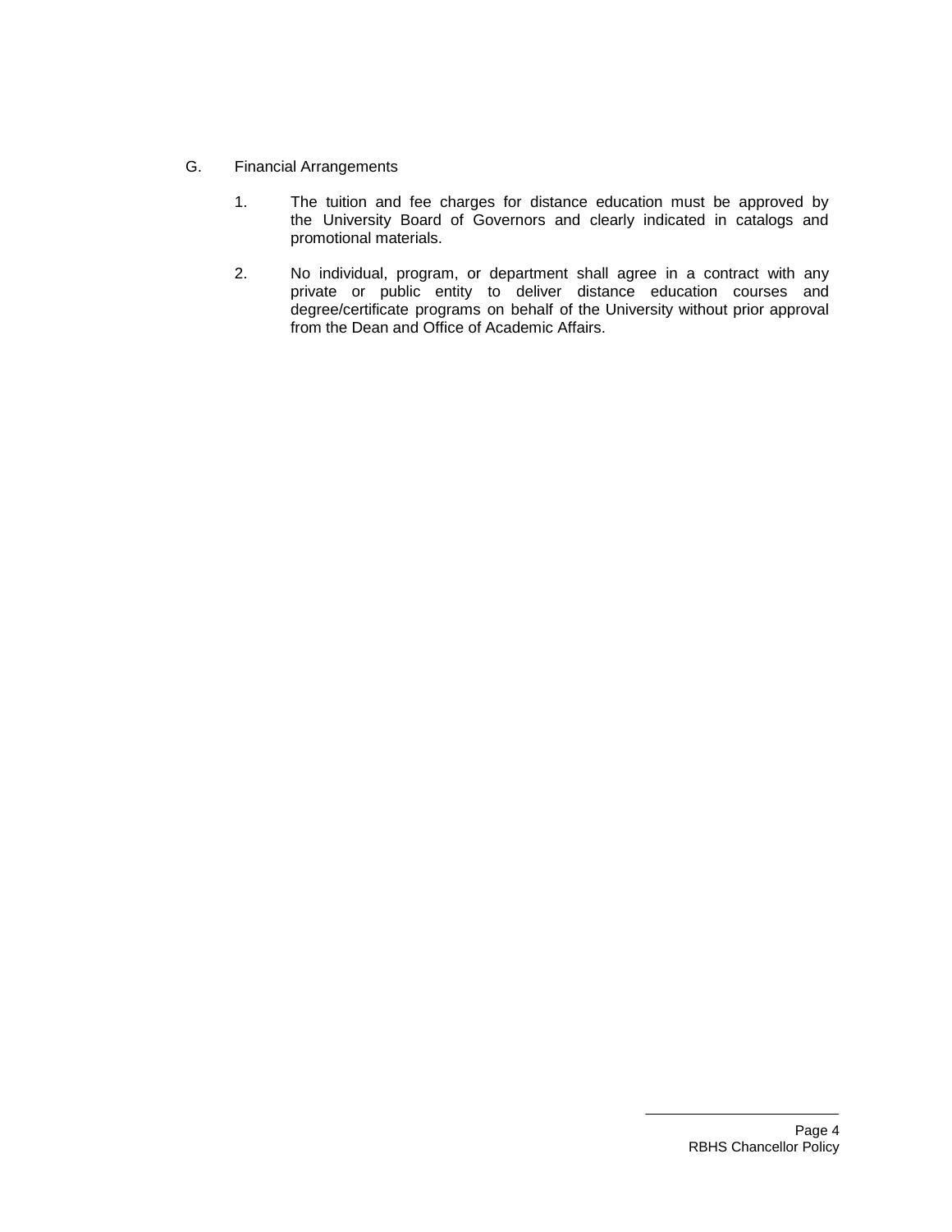G. Financial Arrangements

1. The tuition and fee charges for distance education must be approved by the University Board of Governors and clearly indicated in catalogs and promotional materials.

2. No individual, program, or department shall agree in a contract with any private or public entity to deliver distance education courses and degree/certificate programs on behalf of the University without prior approval from the Dean and Office of Academic Affairs.